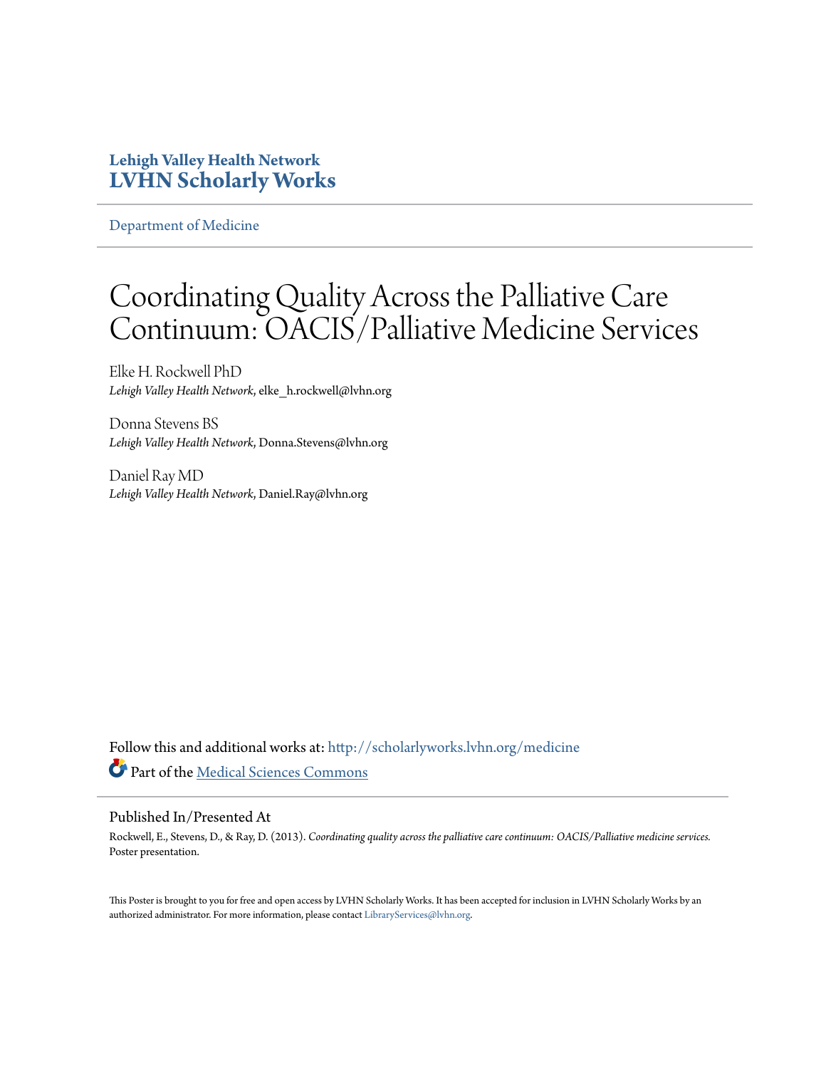**Lehigh Valley Health Network**
**LVHN Scholarly Works**

Department of Medicine

# Coordinating Quality Across the Palliative Care Continuum: OACIS/Palliative Medicine Services

Elke H. Rockwell PhD
*Lehigh Valley Health Network*, elke_h.rockwell@lvhn.org

Donna Stevens BS
*Lehigh Valley Health Network*, Donna.Stevens@lvhn.org

Daniel Ray MD
*Lehigh Valley Health Network*, Daniel.Ray@lvhn.org

Follow this and additional works at: http://scholarlyworks.lvhn.org/medicine

Part of the Medical Sciences Commons

## Published In/Presented At

Rockwell, E., Stevens, D., & Ray, D. (2013). *Coordinating quality across the palliative care continuum: OACIS/Palliative medicine services.* Poster presentation.

This Poster is brought to you for free and open access by LVHN Scholarly Works. It has been accepted for inclusion in LVHN Scholarly Works by an authorized administrator. For more information, please contact LibraryServices@lvhn.org.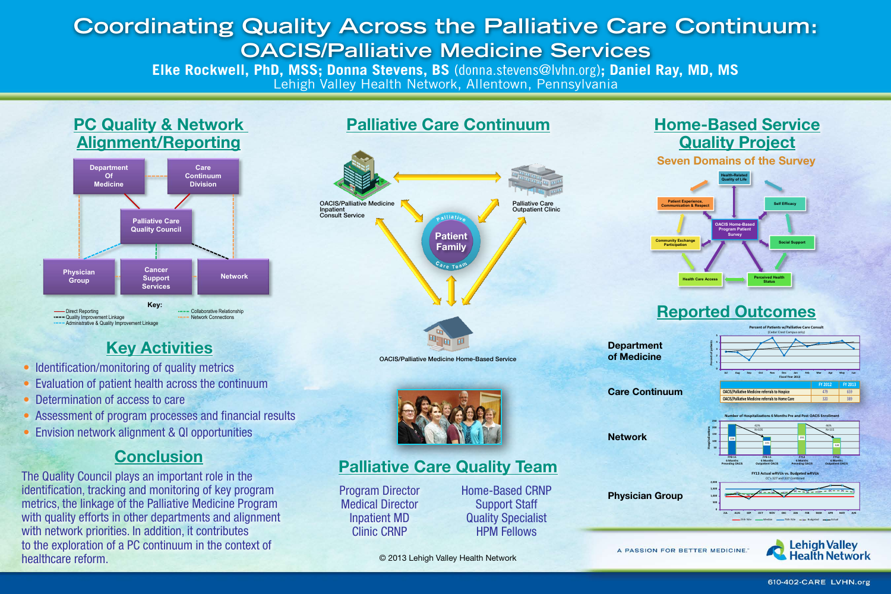# Coordinating Quality Across the Palliative Care Continuum: OACIS/Palliative Medicine Services

**Elke Rockwell, PhD, MSS; Donna Stevens, BS** (donna.stevens@lvhn.org)**; Daniel Ray, MD, MS**

Lehigh Valley Health Network, Allentown, Pennsylvania

## PC Quality & Network Alignment/Reporting

Department Of Medicine

Care Continuum Division

Palliative Care Quality Council

Physician Group

Cancer Support Services

Network

Key:

Direct Reporting

Quality Improvement Linkage

Administrative & Quality Improvement Linkage

Collaborative Relationship

Network Connections

## Key Activities

- Identification/monitoring of quality metrics
- Evaluation of patient health across the continuum
- Determination of access to care
- Assessment of program processes and financial results
- Envision network alignment & QI opportunities

## Conclusion

The Quality Council plays an important role in the identification, tracking and monitoring of key program metrics, the linkage of the Palliative Medicine Program with quality efforts in other departments and alignment with network priorities. In addition, it contributes to the exploration of a PC continuum in the context of healthcare reform.

## Palliative Care Continuum

OACIS/Palliative Medicine Inpatient Consult Service

Palliative Care Outpatient Clinic

Palliative Care Team

Patient Family

OACIS/Palliative Medicine Home-Based Service

## Palliative Care Quality Team

| | |
|---|---|
| Program Director | Home-Based CRNP |
| Medical Director | Support Staff |
| Inpatient MD | Quality Specialist |
| Clinic CRNP | HPM Fellows |

© 2013 Lehigh Valley Health Network

## Home-Based Service Quality Project

### Seven Domains of the Survey

OACIS Home-Based Program Patient Survey

Health-Related Quality of Life

Self Efficacy

Social Support

Perceived Health Status

Health Care Access

Community Exchange Participation

Patient Experience, Communication & Respect

## Reported Outcomes

**Department of Medicine**

Percent of Patients w/Palliative Care Consult

(Cedar Crest Campus only)

Fiscal Year 2013

**Care Continuum**

| | FY 2012 | FY 2013 |
|---|---|---|
| OACIS/Palliative Medicine referrals to Hospice | 479 | 659 |
| OACIS/Palliative Medicine referrals to Home Care | 320 | 389 |

**Network**

Number of Hospitalizations 6 Months Pre and Post OACIS Enrollment

62% N=105

66% N=115

226

151

231

124

FY8-11 6 Months Preceding OACIS

FY8-11 6 Months Outpatient OACIS

FY12 6 Months Preceding OACIS

FY12 6 Months Outpatient OACIS

**Physician Group**

FY13 Actual wRVUs vs. Budgeted wRVUs

CC's 327 and 337 Combined

JUL AUG SEP OCT NOV DEC JAN FEB MAR APR MAY JUN

25th %ile, Median, 75th %ile, Budgeted, Actual

A PASSION FOR BETTER MEDICINE.

Lehigh Valley Health Network

610-402-CARE LVHN.org